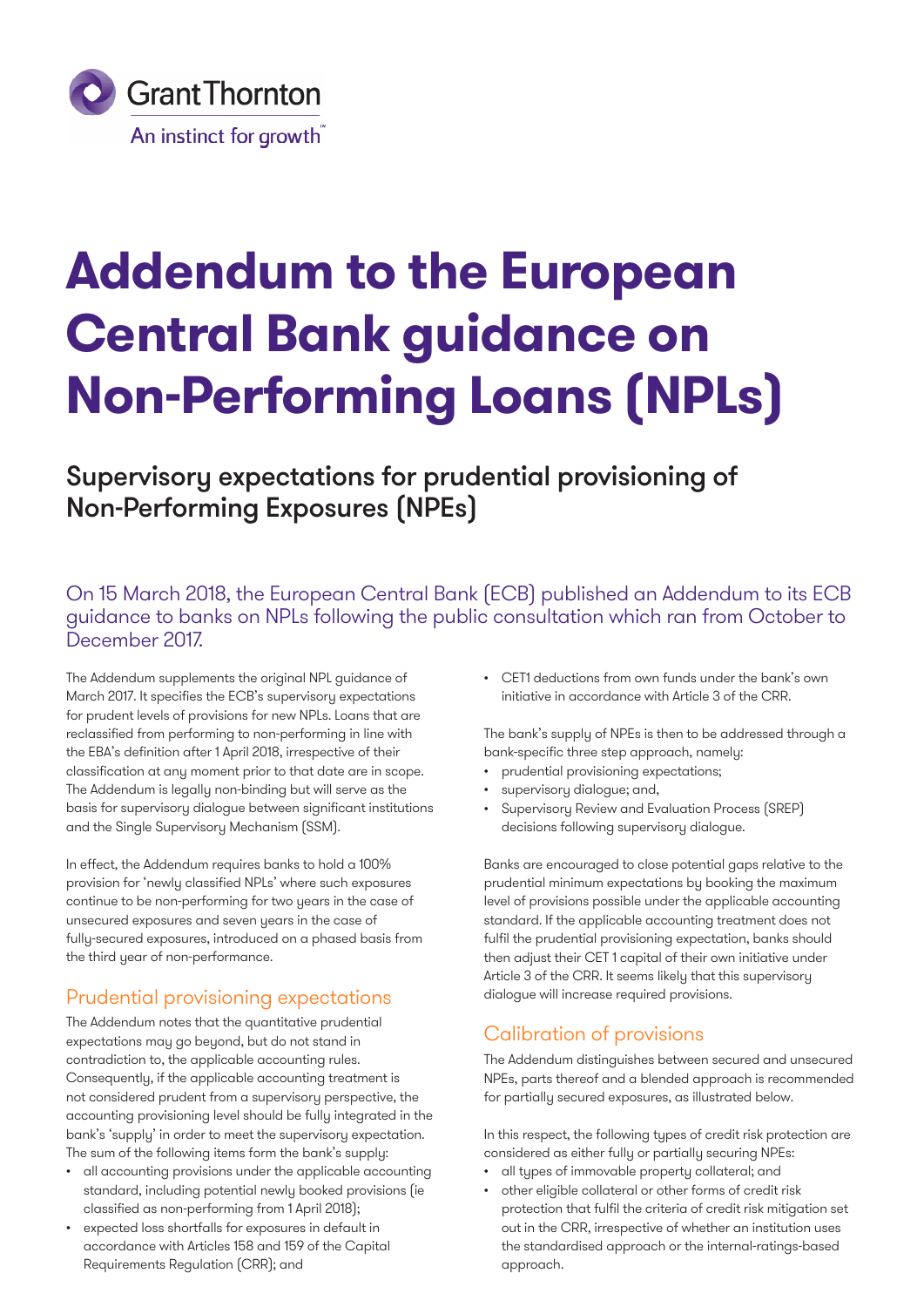Grant Thornton

An instinct for growth™

# Addendum to the European Central Bank guidance on Non-Performing Loans (NPLs)

## Supervisory expectations for prudential provisioning of Non-Performing Exposures (NPEs)

On 15 March 2018, the European Central Bank (ECB) published an Addendum to its ECB guidance to banks on NPLs following the public consultation which ran from October to December 2017.

The Addendum supplements the original NPL guidance of March 2017. It specifies the ECB's supervisory expectations for prudent levels of provisions for new NPLs. Loans that are reclassified from performing to non-performing in line with the EBA's definition after 1 April 2018, irrespective of their classification at any moment prior to that date are in scope. The Addendum is legally non-binding but will serve as the basis for supervisory dialogue between significant institutions and the Single Supervisory Mechanism (SSM).

In effect, the Addendum requires banks to hold a 100% provision for 'newly classified NPLs' where such exposures continue to be non-performing for two years in the case of unsecured exposures and seven years in the case of fully-secured exposures, introduced on a phased basis from the third year of non-performance.

### Prudential provisioning expectations

The Addendum notes that the quantitative prudential expectations may go beyond, but do not stand in contradiction to, the applicable accounting rules. Consequently, if the applicable accounting treatment is not considered prudent from a supervisory perspective, the accounting provisioning level should be fully integrated in the bank's 'supply' in order to meet the supervisory expectation. The sum of the following items form the bank's supply:

- all accounting provisions under the applicable accounting standard, including potential newly booked provisions (ie classified as non-performing from 1 April 2018);
- expected loss shortfalls for exposures in default in accordance with Articles 158 and 159 of the Capital Requirements Regulation (CRR); and
- CET1 deductions from own funds under the bank's own initiative in accordance with Article 3 of the CRR.

The bank's supply of NPEs is then to be addressed through a bank-specific three step approach, namely:

- prudential provisioning expectations;
- supervisory dialogue; and,
- Supervisory Review and Evaluation Process (SREP) decisions following supervisory dialogue.

Banks are encouraged to close potential gaps relative to the prudential minimum expectations by booking the maximum level of provisions possible under the applicable accounting standard. If the applicable accounting treatment does not fulfil the prudential provisioning expectation, banks should then adjust their CET 1 capital of their own initiative under Article 3 of the CRR. It seems likely that this supervisory dialogue will increase required provisions.

### Calibration of provisions

The Addendum distinguishes between secured and unsecured NPEs, parts thereof and a blended approach is recommended for partially secured exposures, as illustrated below.

In this respect, the following types of credit risk protection are considered as either fully or partially securing NPEs:

- all types of immovable property collateral; and
- other eligible collateral or other forms of credit risk protection that fulfil the criteria of credit risk mitigation set out in the CRR, irrespective of whether an institution uses the standardised approach or the internal-ratings-based approach.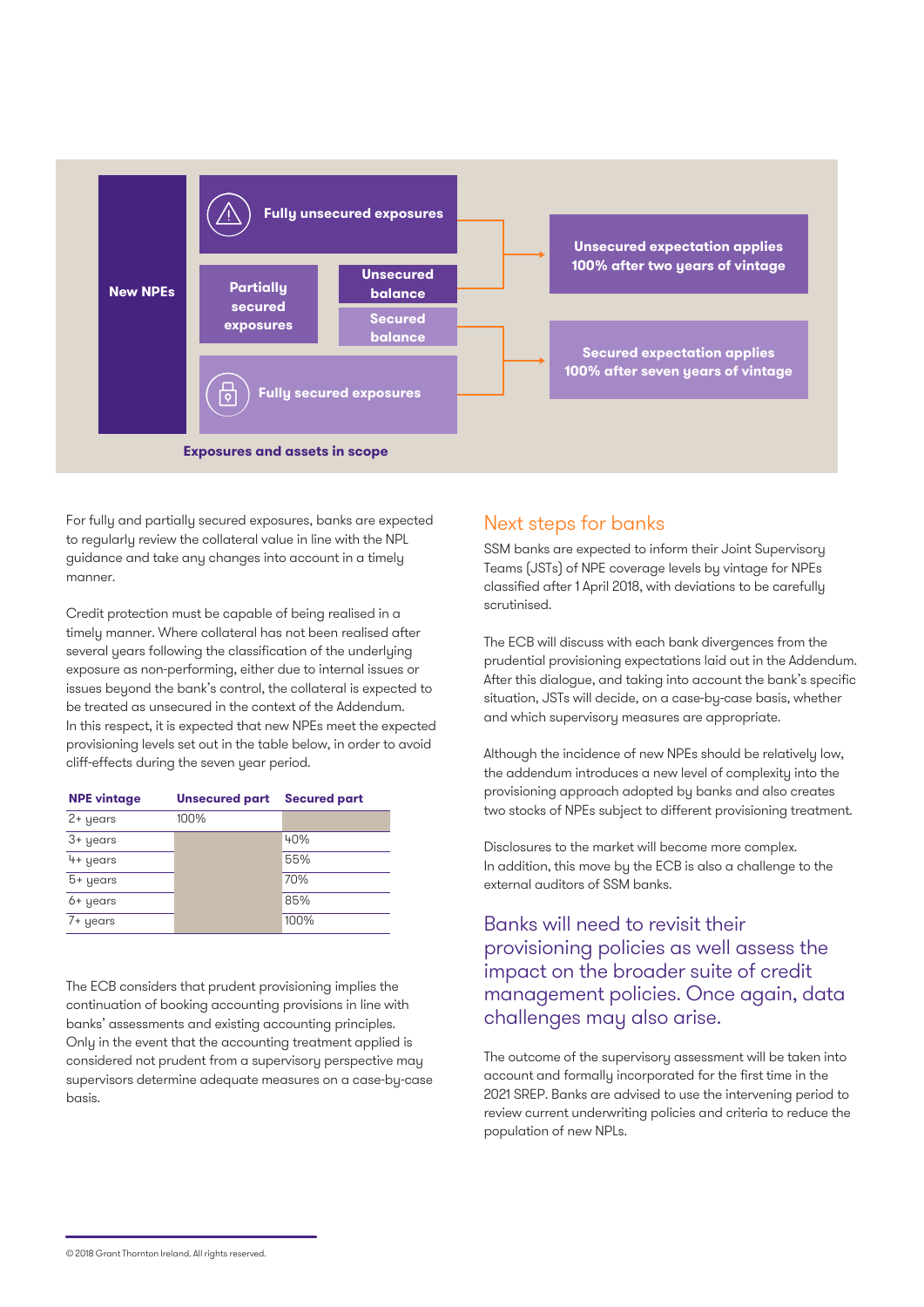New NPEs

Fully unsecured exposures

Partially secured exposures

Unsecured balance

Secured balance

Fully secured exposures

Unsecured expectation applies 100% after two years of vintage

Secured expectation applies 100% after seven years of vintage

**Exposures and assets in scope**

For fully and partially secured exposures, banks are expected to regularly review the collateral value in line with the NPL guidance and take any changes into account in a timely manner.

Credit protection must be capable of being realised in a timely manner. Where collateral has not been realised after several years following the classification of the underlying exposure as non-performing, either due to internal issues or issues beyond the bank's control, the collateral is expected to be treated as unsecured in the context of the Addendum. In this respect, it is expected that new NPEs meet the expected provisioning levels set out in the table below, in order to avoid cliff-effects during the seven year period.

| NPE vintage | Unsecured part | Secured part |
|---|---|---|
| 2+ years | 100% | |
| 3+ years | | 40% |
| 4+ years | | 55% |
| 5+ years | | 70% |
| 6+ years | | 85% |
| 7+ years | | 100% |

The ECB considers that prudent provisioning implies the continuation of booking accounting provisions in line with banks' assessments and existing accounting principles. Only in the event that the accounting treatment applied is considered not prudent from a supervisory perspective may supervisors determine adequate measures on a case-by-case basis.

## Next steps for banks

SSM banks are expected to inform their Joint Supervisory Teams (JSTs) of NPE coverage levels by vintage for NPEs classified after 1 April 2018, with deviations to be carefully scrutinised.

The ECB will discuss with each bank divergences from the prudential provisioning expectations laid out in the Addendum. After this dialogue, and taking into account the bank's specific situation, JSTs will decide, on a case-by-case basis, whether and which supervisory measures are appropriate.

Although the incidence of new NPEs should be relatively low, the addendum introduces a new level of complexity into the provisioning approach adopted by banks and also creates two stocks of NPEs subject to different provisioning treatment.

Disclosures to the market will become more complex. In addition, this move by the ECB is also a challenge to the external auditors of SSM banks.

### Banks will need to revisit their provisioning policies as well assess the impact on the broader suite of credit management policies. Once again, data challenges may also arise.

The outcome of the supervisory assessment will be taken into account and formally incorporated for the first time in the 2021 SREP. Banks are advised to use the intervening period to review current underwriting policies and criteria to reduce the population of new NPLs.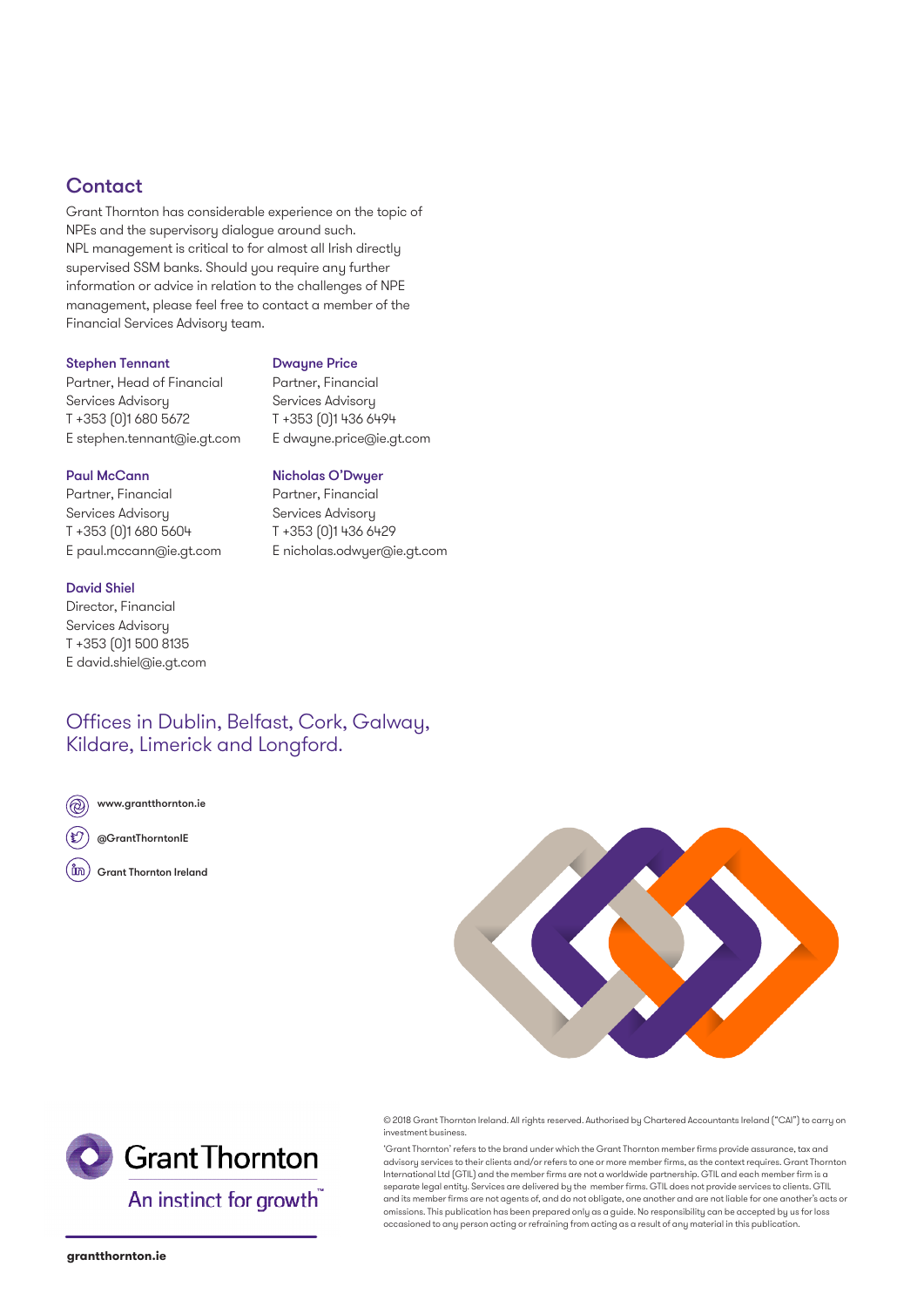## Contact

Grant Thornton has considerable experience on the topic of NPEs and the supervisory dialogue around such. NPL management is critical to for almost all Irish directly supervised SSM banks. Should you require any further information or advice in relation to the challenges of NPE management, please feel free to contact a member of the Financial Services Advisory team.

**Stephen Tennant**
Partner, Head of Financial Services Advisory
T +353 (0)1 680 5672
E stephen.tennant@ie.gt.com

**Dwayne Price**
Partner, Financial Services Advisory
T +353 (0)1 436 6494
E dwayne.price@ie.gt.com

**Paul McCann**
Partner, Financial Services Advisory
T +353 (0)1 680 5604
E paul.mccann@ie.gt.com

**Nicholas O'Dwyer**
Partner, Financial Services Advisory
T +353 (0)1 436 6429
E nicholas.odwyer@ie.gt.com

**David Shiel**
Director, Financial Services Advisory
T +353 (0)1 500 8135
E david.shiel@ie.gt.com

Offices in Dublin, Belfast, Cork, Galway, Kildare, Limerick and Longford.

www.grantthornton.ie

@GrantThorntonIE

Grant Thornton Ireland

Grant Thornton
An instinct for growth™

© 2018 Grant Thornton Ireland. All rights reserved. Authorised by Chartered Accountants Ireland ("CAI") to carry on investment business.

'Grant Thornton' refers to the brand under which the Grant Thornton member firms provide assurance, tax and advisory services to their clients and/or refers to one or more member firms, as the context requires. Grant Thornton International Ltd (GTIL) and the member firms are not a worldwide partnership. GTIL and each member firm is a separate legal entity. Services are delivered by the member firms. GTIL does not provide services to clients. GTIL and its member firms are not agents of, and do not obligate, one another and are not liable for one another's acts or omissions. This publication has been prepared only as a guide. No responsibility can be accepted by us for loss occasioned to any person acting or refraining from acting as a result of any material in this publication.

grantthornton.ie